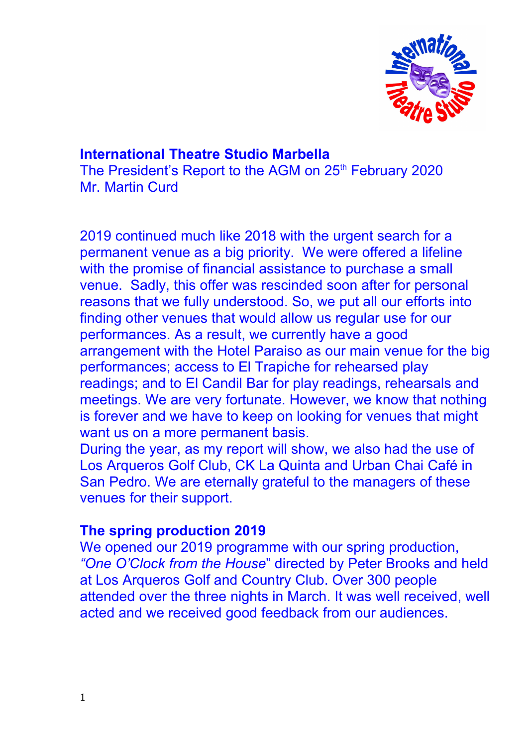# International Theatre Studio Marbella

The President's Report to the AGM on 25th February 2020
Mr. Martin Curd

2019 continued much like 2018 with the urgent search for a permanent venue as a big priority. We were offered a lifeline with the promise of financial assistance to purchase a small venue. Sadly, this offer was rescinded soon after for personal reasons that we fully understood. So, we put all our efforts into finding other venues that would allow us regular use for our performances. As a result, we currently have a good arrangement with the Hotel Paraiso as our main venue for the big performances; access to El Trapiche for rehearsed play readings; and to El Candil Bar for play readings, rehearsals and meetings. We are very fortunate. However, we know that nothing is forever and we have to keep on looking for venues that might want us on a more permanent basis.

During the year, as my report will show, we also had the use of Los Arqueros Golf Club, CK La Quinta and Urban Chai Café in San Pedro. We are eternally grateful to the managers of these venues for their support.

## The spring production 2019

We opened our 2019 programme with our spring production, *"One O'Clock from the House*" directed by Peter Brooks and held at Los Arqueros Golf and Country Club. Over 300 people attended over the three nights in March. It was well received, well acted and we received good feedback from our audiences.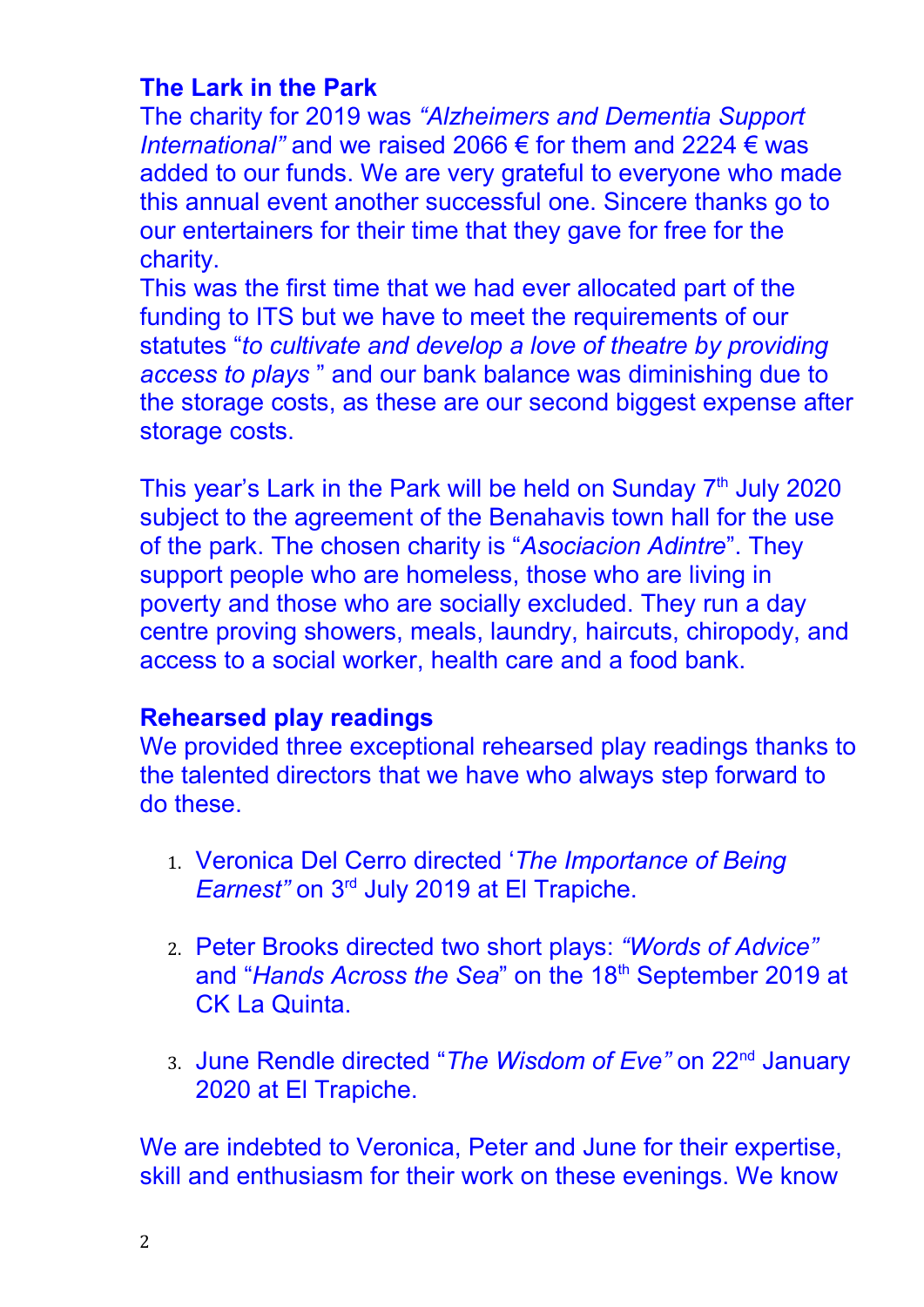**The Lark in the Park**

The charity for 2019 was *"Alzheimers and Dementia Support International"* and we raised 2066 € for them and 2224 € was added to our funds. We are very grateful to everyone who made this annual event another successful one. Sincere thanks go to our entertainers for their time that they gave for free for the charity.

This was the first time that we had ever allocated part of the funding to ITS but we have to meet the requirements of our statutes "*to cultivate and develop a love of theatre by providing access to plays* " and our bank balance was diminishing due to the storage costs, as these are our second biggest expense after storage costs.

This year's Lark in the Park will be held on Sunday 7th July 2020 subject to the agreement of the Benahavis town hall for the use of the park. The chosen charity is "*Asociacion Adintre*". They support people who are homeless, those who are living in poverty and those who are socially excluded. They run a day centre proving showers, meals, laundry, haircuts, chiropody, and access to a social worker, health care and a food bank.

**Rehearsed play readings**

We provided three exceptional rehearsed play readings thanks to the talented directors that we have who always step forward to do these.

1. Veronica Del Cerro directed '*The Importance of Being Earnest"* on 3rd July 2019 at El Trapiche.

2. Peter Brooks directed two short plays: *"Words of Advice"* and "*Hands Across the Sea*" on the 18th September 2019 at CK La Quinta.

3. June Rendle directed "*The Wisdom of Eve"* on 22nd January 2020 at El Trapiche.

We are indebted to Veronica, Peter and June for their expertise, skill and enthusiasm for their work on these evenings. We know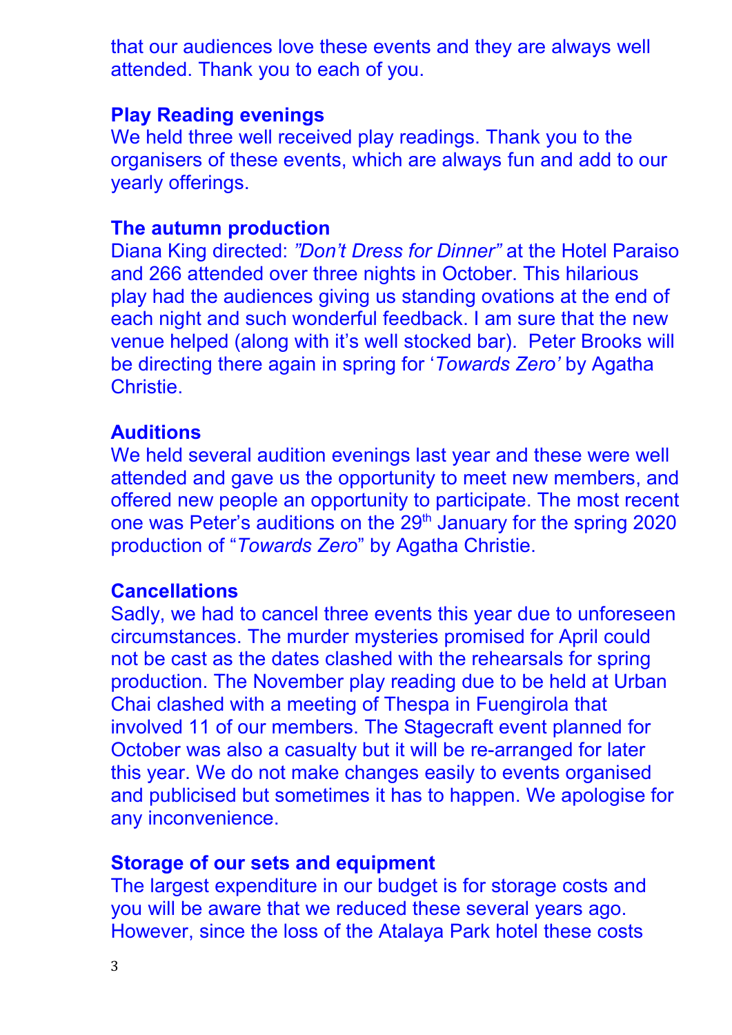that our audiences love these events and they are always well attended. Thank you to each of you.

**Play Reading evenings**

We held three well received play readings. Thank you to the organisers of these events, which are always fun and add to our yearly offerings.

**The autumn production**

Diana King directed: *"Don't Dress for Dinner"* at the Hotel Paraiso and 266 attended over three nights in October. This hilarious play had the audiences giving us standing ovations at the end of each night and such wonderful feedback. I am sure that the new venue helped (along with it's well stocked bar). Peter Brooks will be directing there again in spring for '*Towards Zero'* by Agatha Christie.

**Auditions**

We held several audition evenings last year and these were well attended and gave us the opportunity to meet new members, and offered new people an opportunity to participate. The most recent one was Peter's auditions on the 29th January for the spring 2020 production of "*Towards Zero*" by Agatha Christie.

**Cancellations**

Sadly, we had to cancel three events this year due to unforeseen circumstances. The murder mysteries promised for April could not be cast as the dates clashed with the rehearsals for spring production. The November play reading due to be held at Urban Chai clashed with a meeting of Thespa in Fuengirola that involved 11 of our members. The Stagecraft event planned for October was also a casualty but it will be re-arranged for later this year. We do not make changes easily to events organised and publicised but sometimes it has to happen. We apologise for any inconvenience.

**Storage of our sets and equipment**

The largest expenditure in our budget is for storage costs and you will be aware that we reduced these several years ago. However, since the loss of the Atalaya Park hotel these costs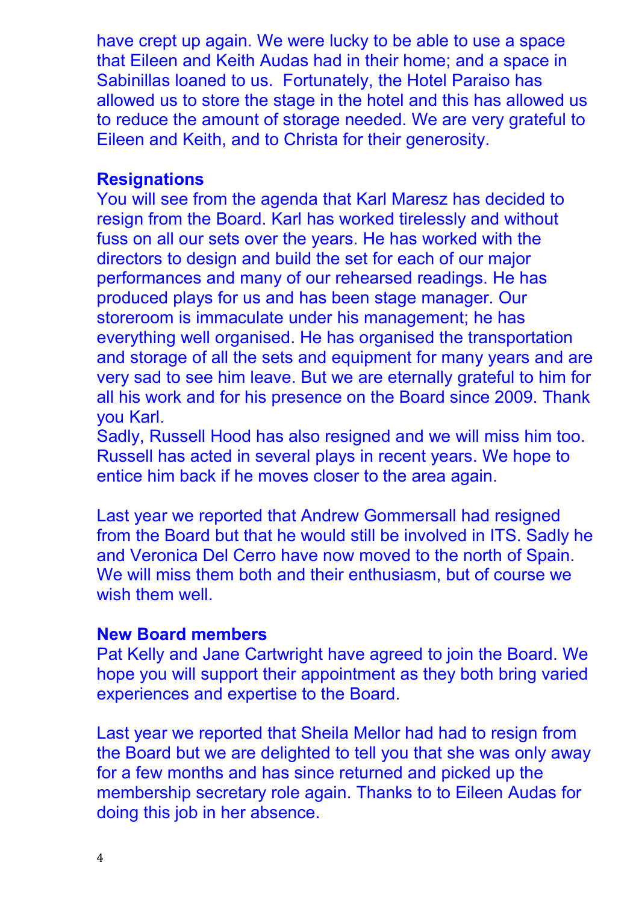have crept up again. We were lucky to be able to use a space that Eileen and Keith Audas had in their home; and a space in Sabinillas loaned to us. Fortunately, the Hotel Paraiso has allowed us to store the stage in the hotel and this has allowed us to reduce the amount of storage needed. We are very grateful to Eileen and Keith, and to Christa for their generosity.

**Resignations**

You will see from the agenda that Karl Maresz has decided to resign from the Board. Karl has worked tirelessly and without fuss on all our sets over the years. He has worked with the directors to design and build the set for each of our major performances and many of our rehearsed readings. He has produced plays for us and has been stage manager. Our storeroom is immaculate under his management; he has everything well organised. He has organised the transportation and storage of all the sets and equipment for many years and are very sad to see him leave. But we are eternally grateful to him for all his work and for his presence on the Board since 2009. Thank you Karl.

Sadly, Russell Hood has also resigned and we will miss him too. Russell has acted in several plays in recent years. We hope to entice him back if he moves closer to the area again.

Last year we reported that Andrew Gommersall had resigned from the Board but that he would still be involved in ITS. Sadly he and Veronica Del Cerro have now moved to the north of Spain. We will miss them both and their enthusiasm, but of course we wish them well.

**New Board members**

Pat Kelly and Jane Cartwright have agreed to join the Board. We hope you will support their appointment as they both bring varied experiences and expertise to the Board.

Last year we reported that Sheila Mellor had had to resign from the Board but we are delighted to tell you that she was only away for a few months and has since returned and picked up the membership secretary role again. Thanks to to Eileen Audas for doing this job in her absence.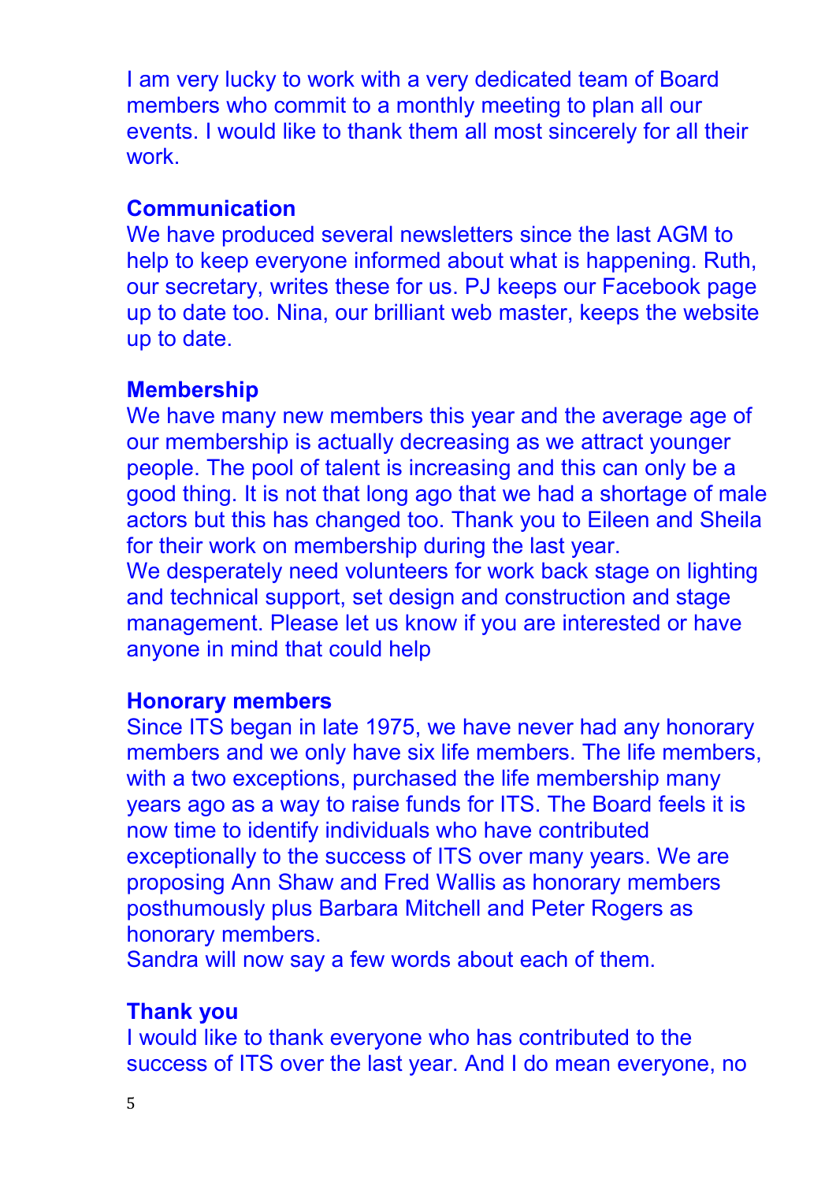I am very lucky to work with a very dedicated team of Board members who commit to a monthly meeting to plan all our events. I would like to thank them all most sincerely for all their work.

### Communication

We have produced several newsletters since the last AGM to help to keep everyone informed about what is happening. Ruth, our secretary, writes these for us. PJ keeps our Facebook page up to date too. Nina, our brilliant web master, keeps the website up to date.

### Membership

We have many new members this year and the average age of our membership is actually decreasing as we attract younger people. The pool of talent is increasing and this can only be a good thing. It is not that long ago that we had a shortage of male actors but this has changed too. Thank you to Eileen and Sheila for their work on membership during the last year.
We desperately need volunteers for work back stage on lighting and technical support, set design and construction and stage management. Please let us know if you are interested or have anyone in mind that could help

### Honorary members

Since ITS began in late 1975, we have never had any honorary members and we only have six life members. The life members, with a two exceptions, purchased the life membership many years ago as a way to raise funds for ITS. The Board feels it is now time to identify individuals who have contributed exceptionally to the success of ITS over many years. We are proposing Ann Shaw and Fred Wallis as honorary members posthumously plus Barbara Mitchell and Peter Rogers as honorary members.
Sandra will now say a few words about each of them.

### Thank you

I would like to thank everyone who has contributed to the success of ITS over the last year. And I do mean everyone, no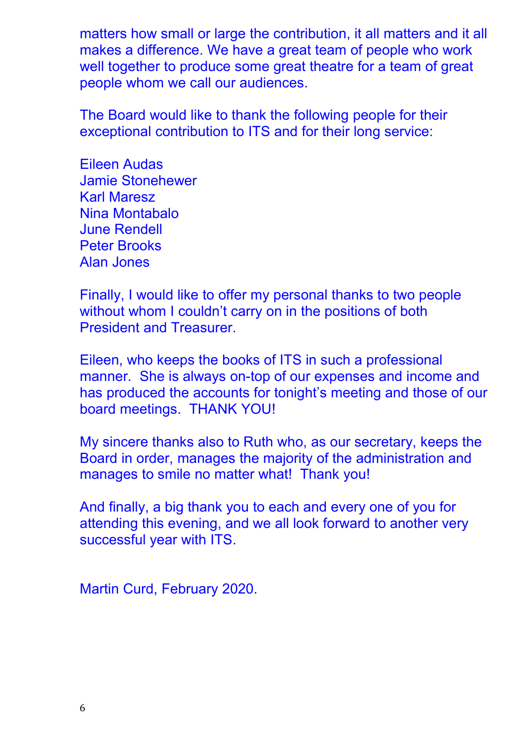matters how small or large the contribution, it all matters and it all makes a difference. We have a great team of people who work well together to produce some great theatre for a team of great people whom we call our audiences.

The Board would like to thank the following people for their exceptional contribution to ITS and for their long service:

Eileen Audas
Jamie Stonehewer
Karl Maresz
Nina Montabalo
June Rendell
Peter Brooks
Alan Jones

Finally, I would like to offer my personal thanks to two people without whom I couldn't carry on in the positions of both President and Treasurer.

Eileen, who keeps the books of ITS in such a professional manner. She is always on-top of our expenses and income and has produced the accounts for tonight's meeting and those of our board meetings. THANK YOU!

My sincere thanks also to Ruth who, as our secretary, keeps the Board in order, manages the majority of the administration and manages to smile no matter what! Thank you!

And finally, a big thank you to each and every one of you for attending this evening, and we all look forward to another very successful year with ITS.

Martin Curd, February 2020.